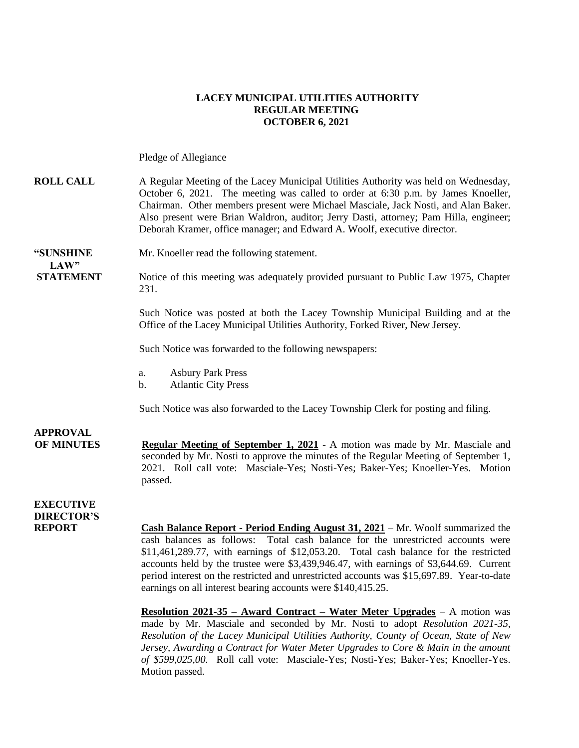**LACEY MUNICIPAL UTILITIES AUTHORITY**
**REGULAR MEETING**
**OCTOBER 6, 2021**

Pledge of Allegiance

**ROLL CALL** A Regular Meeting of the Lacey Municipal Utilities Authority was held on Wednesday, October 6, 2021. The meeting was called to order at 6:30 p.m. by James Knoeller, Chairman. Other members present were Michael Masciale, Jack Nosti, and Alan Baker. Also present were Brian Waldron, auditor; Jerry Dasti, attorney; Pam Hilla, engineer; Deborah Kramer, office manager; and Edward A. Woolf, executive director.

**"SUNSHINE LAW" STATEMENT** Mr. Knoeller read the following statement.

Notice of this meeting was adequately provided pursuant to Public Law 1975, Chapter 231.

Such Notice was posted at both the Lacey Township Municipal Building and at the Office of the Lacey Municipal Utilities Authority, Forked River, New Jersey.

Such Notice was forwarded to the following newspapers:

a. Asbury Park Press
b. Atlantic City Press

Such Notice was also forwarded to the Lacey Township Clerk for posting and filing.

**APPROVAL OF MINUTES** **Regular Meeting of September 1, 2021** - A motion was made by Mr. Masciale and seconded by Mr. Nosti to approve the minutes of the Regular Meeting of September 1, 2021. Roll call vote: Masciale-Yes; Nosti-Yes; Baker-Yes; Knoeller-Yes. Motion passed.

**EXECUTIVE DIRECTOR'S REPORT** **Cash Balance Report - Period Ending August 31, 2021** – Mr. Woolf summarized the cash balances as follows: Total cash balance for the unrestricted accounts were $11,461,289.77, with earnings of $12,053.20. Total cash balance for the restricted accounts held by the trustee were $3,439,946.47, with earnings of $3,644.69. Current period interest on the restricted and unrestricted accounts was $15,697.89. Year-to-date earnings on all interest bearing accounts were $140,415.25.

**Resolution 2021-35 – Award Contract – Water Meter Upgrades** – A motion was made by Mr. Masciale and seconded by Mr. Nosti to adopt *Resolution 2021-35, Resolution of the Lacey Municipal Utilities Authority, County of Ocean, State of New Jersey, Awarding a Contract for Water Meter Upgrades to Core & Main in the amount of $599,025,00.* Roll call vote: Masciale-Yes; Nosti-Yes; Baker-Yes; Knoeller-Yes. Motion passed.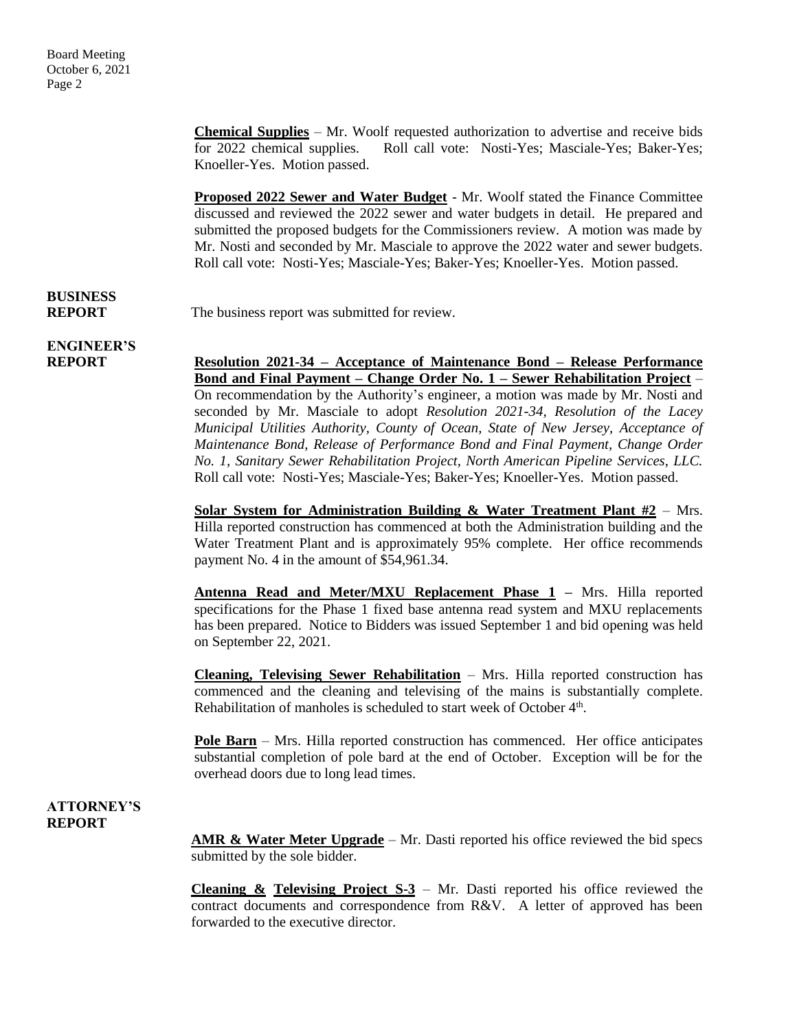**Chemical Supplies** – Mr. Woolf requested authorization to advertise and receive bids for 2022 chemical supplies. Roll call vote: Nosti-Yes; Masciale-Yes; Baker-Yes; Knoeller-Yes. Motion passed.

**Proposed 2022 Sewer and Water Budget** - Mr. Woolf stated the Finance Committee discussed and reviewed the 2022 sewer and water budgets in detail. He prepared and submitted the proposed budgets for the Commissioners review. A motion was made by Mr. Nosti and seconded by Mr. Masciale to approve the 2022 water and sewer budgets. Roll call vote: Nosti-Yes; Masciale-Yes; Baker-Yes; Knoeller-Yes. Motion passed.

**BUSINESS REPORT**

The business report was submitted for review.

**ENGINEER'S REPORT**

**Resolution 2021-34 – Acceptance of Maintenance Bond – Release Performance Bond and Final Payment – Change Order No. 1 – Sewer Rehabilitation Project** – On recommendation by the Authority's engineer, a motion was made by Mr. Nosti and seconded by Mr. Masciale to adopt *Resolution 2021-34, Resolution of the Lacey Municipal Utilities Authority, County of Ocean, State of New Jersey, Acceptance of Maintenance Bond, Release of Performance Bond and Final Payment, Change Order No. 1, Sanitary Sewer Rehabilitation Project, North American Pipeline Services, LLC.* Roll call vote: Nosti-Yes; Masciale-Yes; Baker-Yes; Knoeller-Yes. Motion passed.

**Solar System for Administration Building & Water Treatment Plant #2** – Mrs. Hilla reported construction has commenced at both the Administration building and the Water Treatment Plant and is approximately 95% complete. Her office recommends payment No. 4 in the amount of $54,961.34.

**Antenna Read and Meter/MXU Replacement Phase 1** – Mrs. Hilla reported specifications for the Phase 1 fixed base antenna read system and MXU replacements has been prepared. Notice to Bidders was issued September 1 and bid opening was held on September 22, 2021.

**Cleaning, Televising Sewer Rehabilitation** – Mrs. Hilla reported construction has commenced and the cleaning and televising of the mains is substantially complete. Rehabilitation of manholes is scheduled to start week of October 4th.

**Pole Barn** – Mrs. Hilla reported construction has commenced. Her office anticipates substantial completion of pole bard at the end of October. Exception will be for the overhead doors due to long lead times.

**ATTORNEY'S REPORT**

**AMR & Water Meter Upgrade** – Mr. Dasti reported his office reviewed the bid specs submitted by the sole bidder.

**Cleaning & Televising Project S-3** – Mr. Dasti reported his office reviewed the contract documents and correspondence from R&V. A letter of approved has been forwarded to the executive director.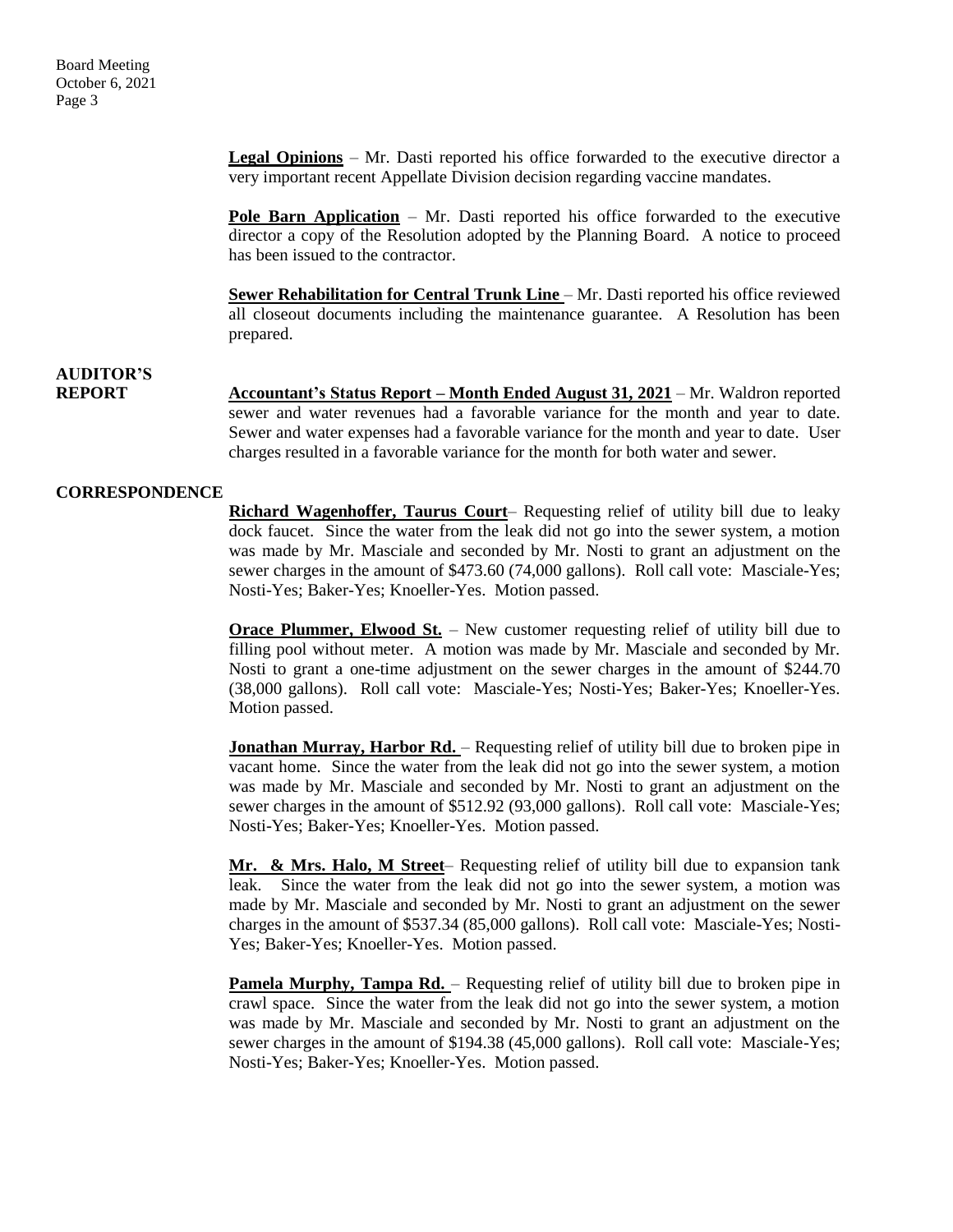**Legal Opinions** – Mr. Dasti reported his office forwarded to the executive director a very important recent Appellate Division decision regarding vaccine mandates.

**Pole Barn Application** – Mr. Dasti reported his office forwarded to the executive director a copy of the Resolution adopted by the Planning Board. A notice to proceed has been issued to the contractor.

**Sewer Rehabilitation for Central Trunk Line** – Mr. Dasti reported his office reviewed all closeout documents including the maintenance guarantee. A Resolution has been prepared.

## AUDITOR'S REPORT

**Accountant's Status Report – Month Ended August 31, 2021** – Mr. Waldron reported sewer and water revenues had a favorable variance for the month and year to date. Sewer and water expenses had a favorable variance for the month and year to date. User charges resulted in a favorable variance for the month for both water and sewer.

## CORRESPONDENCE

**Richard Wagenhoffer, Taurus Court**– Requesting relief of utility bill due to leaky dock faucet. Since the water from the leak did not go into the sewer system, a motion was made by Mr. Masciale and seconded by Mr. Nosti to grant an adjustment on the sewer charges in the amount of $473.60 (74,000 gallons). Roll call vote: Masciale-Yes; Nosti-Yes; Baker-Yes; Knoeller-Yes. Motion passed.

**Orace Plummer, Elwood St.** – New customer requesting relief of utility bill due to filling pool without meter. A motion was made by Mr. Masciale and seconded by Mr. Nosti to grant a one-time adjustment on the sewer charges in the amount of $244.70 (38,000 gallons). Roll call vote: Masciale-Yes; Nosti-Yes; Baker-Yes; Knoeller-Yes. Motion passed.

**Jonathan Murray, Harbor Rd.** – Requesting relief of utility bill due to broken pipe in vacant home. Since the water from the leak did not go into the sewer system, a motion was made by Mr. Masciale and seconded by Mr. Nosti to grant an adjustment on the sewer charges in the amount of $512.92 (93,000 gallons). Roll call vote: Masciale-Yes; Nosti-Yes; Baker-Yes; Knoeller-Yes. Motion passed.

**Mr. & Mrs. Halo, M Street**– Requesting relief of utility bill due to expansion tank leak. Since the water from the leak did not go into the sewer system, a motion was made by Mr. Masciale and seconded by Mr. Nosti to grant an adjustment on the sewer charges in the amount of $537.34 (85,000 gallons). Roll call vote: Masciale-Yes; Nosti-Yes; Baker-Yes; Knoeller-Yes. Motion passed.

**Pamela Murphy, Tampa Rd.** – Requesting relief of utility bill due to broken pipe in crawl space. Since the water from the leak did not go into the sewer system, a motion was made by Mr. Masciale and seconded by Mr. Nosti to grant an adjustment on the sewer charges in the amount of $194.38 (45,000 gallons). Roll call vote: Masciale-Yes; Nosti-Yes; Baker-Yes; Knoeller-Yes. Motion passed.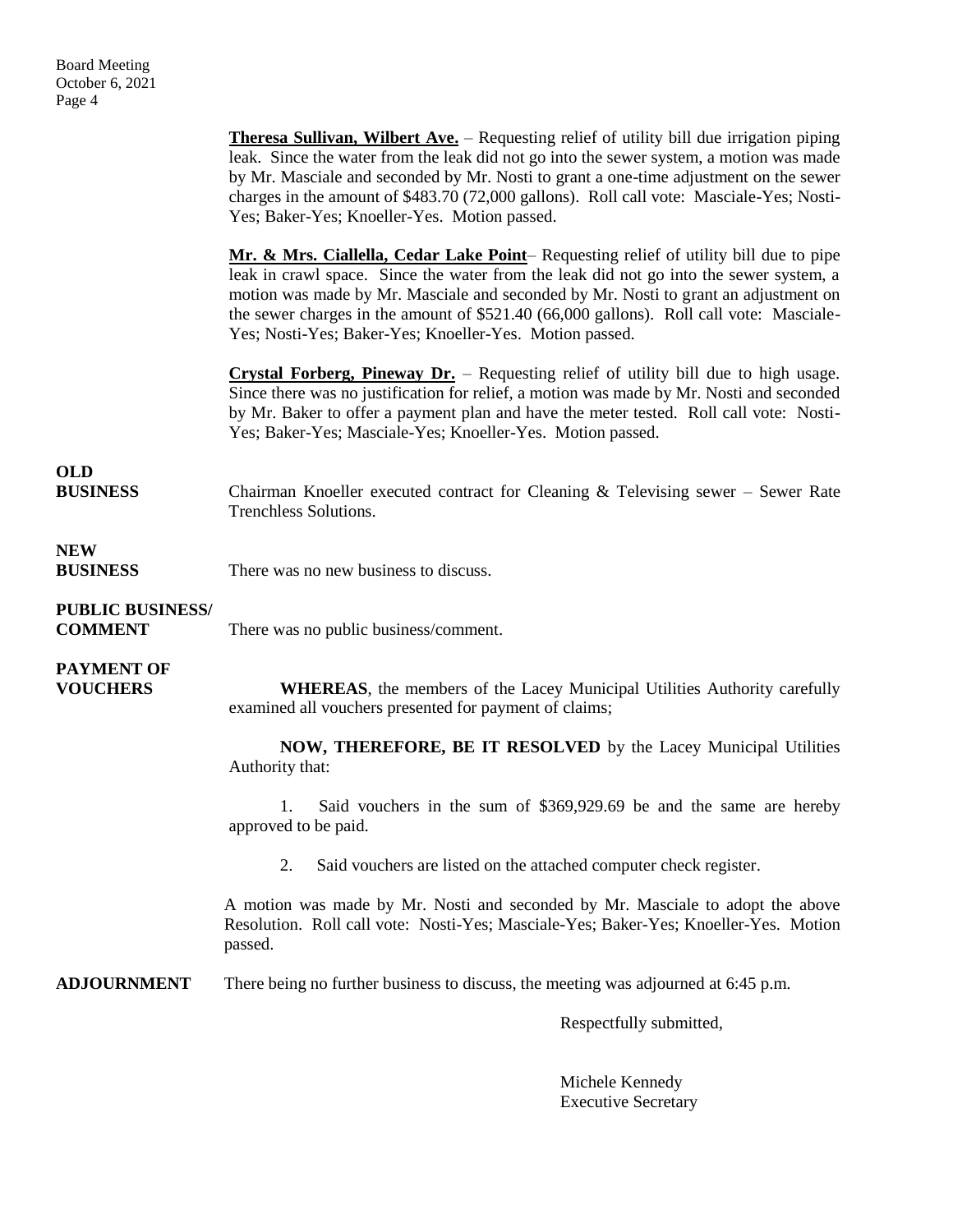**Theresa Sullivan, Wilbert Ave.** – Requesting relief of utility bill due irrigation piping leak. Since the water from the leak did not go into the sewer system, a motion was made by Mr. Masciale and seconded by Mr. Nosti to grant a one-time adjustment on the sewer charges in the amount of $483.70 (72,000 gallons). Roll call vote: Masciale-Yes; Nosti-Yes; Baker-Yes; Knoeller-Yes. Motion passed.

**Mr. & Mrs. Ciallella, Cedar Lake Point**– Requesting relief of utility bill due to pipe leak in crawl space. Since the water from the leak did not go into the sewer system, a motion was made by Mr. Masciale and seconded by Mr. Nosti to grant an adjustment on the sewer charges in the amount of $521.40 (66,000 gallons). Roll call vote: Masciale-Yes; Nosti-Yes; Baker-Yes; Knoeller-Yes. Motion passed.

**Crystal Forberg, Pineway Dr.** – Requesting relief of utility bill due to high usage. Since there was no justification for relief, a motion was made by Mr. Nosti and seconded by Mr. Baker to offer a payment plan and have the meter tested. Roll call vote: Nosti-Yes; Baker-Yes; Masciale-Yes; Knoeller-Yes. Motion passed.

**OLD BUSINESS**

Chairman Knoeller executed contract for Cleaning & Televising sewer – Sewer Rate Trenchless Solutions.

**NEW BUSINESS**

There was no new business to discuss.

**PUBLIC BUSINESS/ COMMENT**

There was no public business/comment.

**PAYMENT OF VOUCHERS**

**WHEREAS**, the members of the Lacey Municipal Utilities Authority carefully examined all vouchers presented for payment of claims;

**NOW, THEREFORE, BE IT RESOLVED** by the Lacey Municipal Utilities Authority that:

1. Said vouchers in the sum of $369,929.69 be and the same are hereby approved to be paid.
2. Said vouchers are listed on the attached computer check register.

A motion was made by Mr. Nosti and seconded by Mr. Masciale to adopt the above Resolution. Roll call vote: Nosti-Yes; Masciale-Yes; Baker-Yes; Knoeller-Yes. Motion passed.

**ADJOURNMENT**

There being no further business to discuss, the meeting was adjourned at 6:45 p.m.

Respectfully submitted,

Michele Kennedy
Executive Secretary